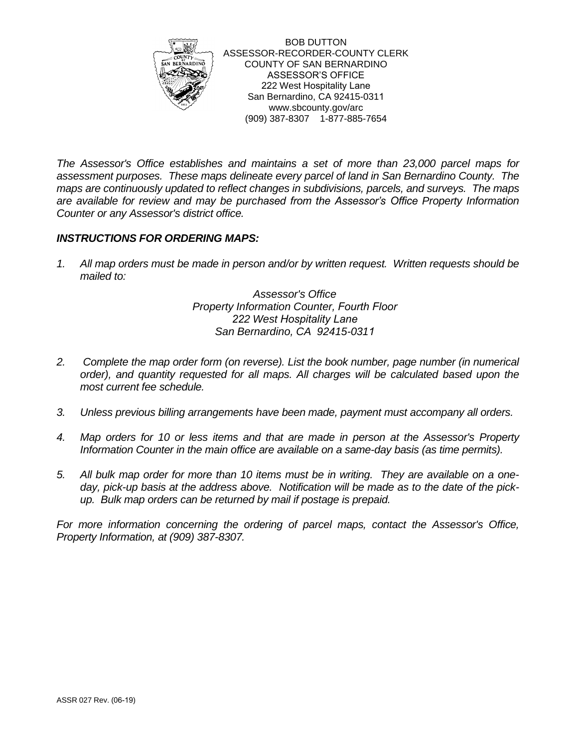BOB DUTTON
ASSESSOR-RECORDER-COUNTY CLERK
COUNTY OF SAN BERNARDINO
ASSESSOR'S OFFICE
222 West Hospitality Lane
San Bernardino, CA 92415-0311
www.sbcounty.gov/arc
(909) 387-8307 1-877-885-7654

*The Assessor's Office establishes and maintains a set of more than 23,000 parcel maps for assessment purposes. These maps delineate every parcel of land in San Bernardino County. The maps are continuously updated to reflect changes in subdivisions, parcels, and surveys. The maps are available for review and may be purchased from the Assessor's Office Property Information Counter or any Assessor's district office.*

***INSTRUCTIONS FOR ORDERING MAPS:***

1. *All map orders must be made in person and/or by written request. Written requests should be mailed to:*

   *Assessor's Office*
   *Property Information Counter, Fourth Floor*
   *222 West Hospitality Lane*
   *San Bernardino, CA 92415-0311*

2. *Complete the map order form (on reverse). List the book number, page number (in numerical order), and quantity requested for all maps. All charges will be calculated based upon the most current fee schedule.*

3. *Unless previous billing arrangements have been made, payment must accompany all orders.*

4. *Map orders for 10 or less items and that are made in person at the Assessor's Property Information Counter in the main office are available on a same-day basis (as time permits).*

5. *All bulk map order for more than 10 items must be in writing. They are available on a one-day, pick-up basis at the address above. Notification will be made as to the date of the pick-up. Bulk map orders can be returned by mail if postage is prepaid.*

*For more information concerning the ordering of parcel maps, contact the Assessor's Office, Property Information, at (909) 387-8307.*

ASSR 027 Rev. (06-19)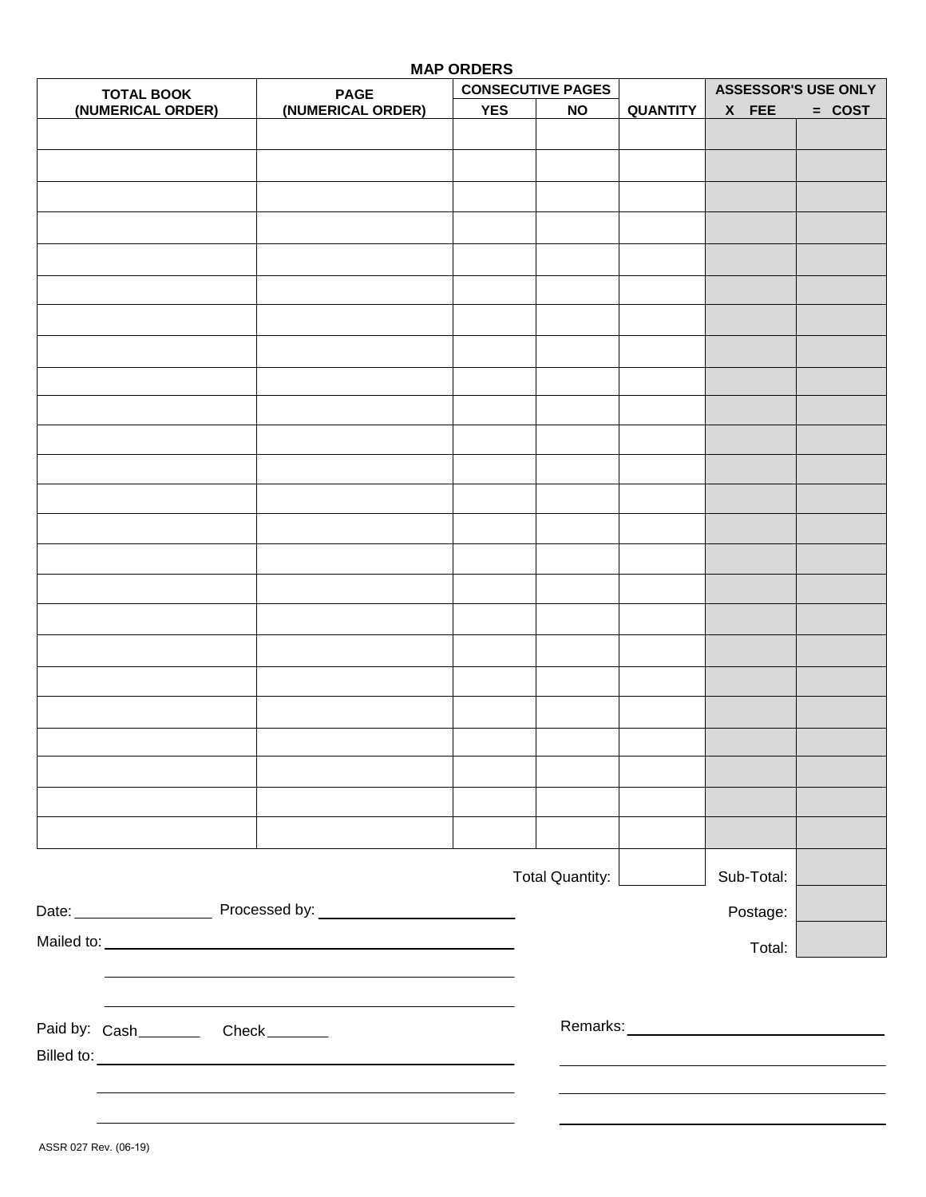## MAP ORDERS

| TOTAL BOOK (NUMERICAL ORDER) | PAGE (NUMERICAL ORDER) | CONSECUTIVE PAGES | | QUANTITY | ASSESSOR'S USE ONLY | |
|---|---|---|---|---|---|---|
| | | YES | NO | | X FEE | = COST |
| | | | | | | |
| | | | | | | |
| | | | | | | |
| | | | | | | |
| | | | | | | |
| | | | | | | |
| | | | | | | |
| | | | | | | |
| | | | | | | |
| | | | | | | |
| | | | | | | |
| | | | | | | |
| | | | | | | |
| | | | | | | |
| | | | | | | |
| | | | | | | |
| | | | | | | |
| | | | | | | |
| | | | | | | |
| | | | | | | |
| | | | | | | |
| | | | | | | |
| | | | | | | |
| | | | | | | |
| | | | Total Quantity: | | Sub-Total: | |
| | | | | | Postage: | |
| | | | | | Total: | |

Date: ________________ Processed by: ________________________

Mailed to: ________________________________________________

________________________________________________

________________________________________________

Paid by: Cash_______ Check_______

Billed to: ________________________________________________

________________________________________________

________________________________________________

Remarks: ______________________________

________________________________________

________________________________________

________________________________________

ASSR 027 Rev. (06-19)